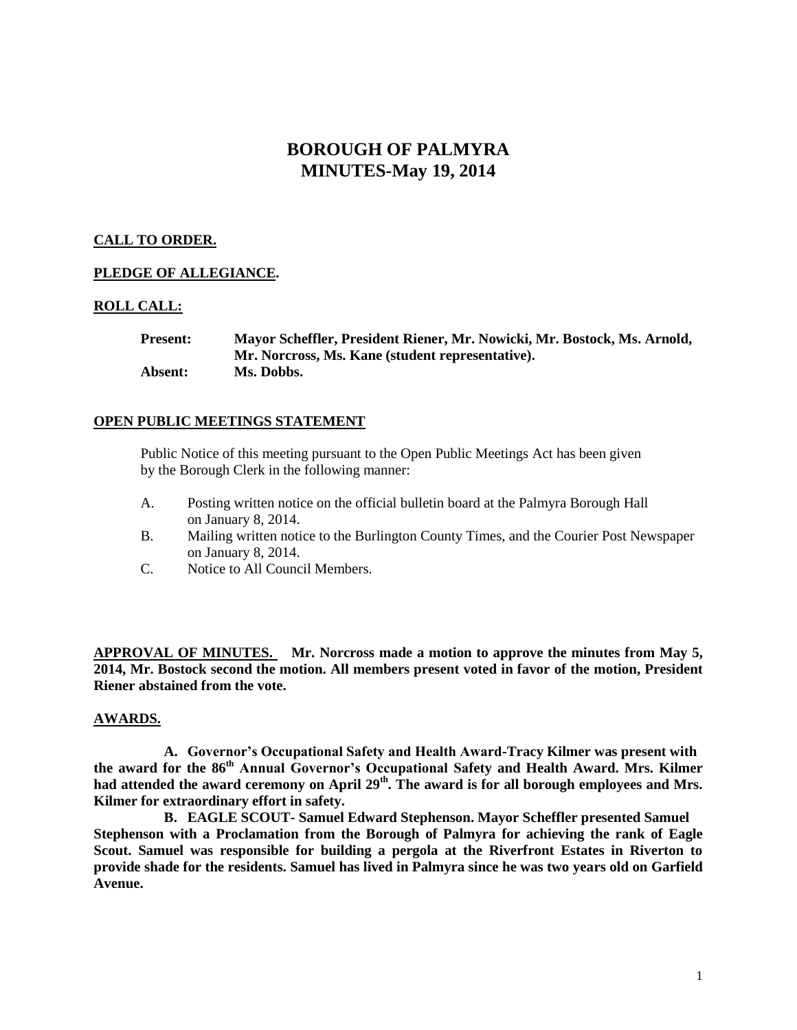# BOROUGH OF PALMYRA
# MINUTES-May 19, 2014

**CALL TO ORDER.**

**PLEDGE OF ALLEGIANCE.**

**ROLL CALL:**

**Present:** Mayor Scheffler, President Riener, Mr. Nowicki, Mr. Bostock, Ms. Arnold, Mr. Norcross, Ms. Kane (student representative).
**Absent:** Ms. Dobbs.

**OPEN PUBLIC MEETINGS STATEMENT**

Public Notice of this meeting pursuant to the Open Public Meetings Act has been given by the Borough Clerk in the following manner:

A. Posting written notice on the official bulletin board at the Palmyra Borough Hall on January 8, 2014.
B. Mailing written notice to the Burlington County Times, and the Courier Post Newspaper on January 8, 2014.
C. Notice to All Council Members.

**APPROVAL OF MINUTES.** **Mr. Norcross made a motion to approve the minutes from May 5, 2014, Mr. Bostock second the motion. All members present voted in favor of the motion, President Riener abstained from the vote.**

**AWARDS.**

**A. Governor's Occupational Safety and Health Award-Tracy Kilmer was present with the award for the 86th Annual Governor's Occupational Safety and Health Award. Mrs. Kilmer had attended the award ceremony on April 29th. The award is for all borough employees and Mrs. Kilmer for extraordinary effort in safety.**

**B. EAGLE SCOUT- Samuel Edward Stephenson. Mayor Scheffler presented Samuel Stephenson with a Proclamation from the Borough of Palmyra for achieving the rank of Eagle Scout. Samuel was responsible for building a pergola at the Riverfront Estates in Riverton to provide shade for the residents. Samuel has lived in Palmyra since he was two years old on Garfield Avenue.**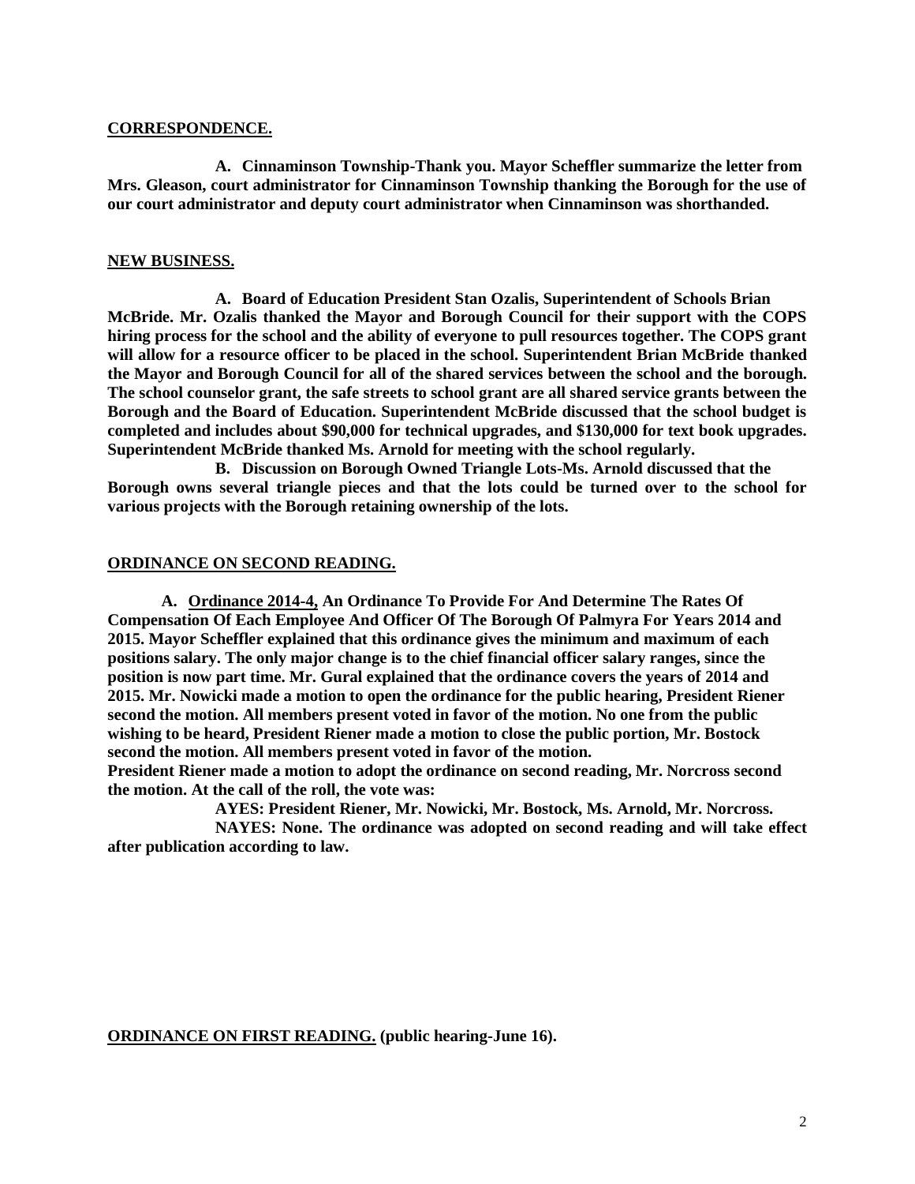**CORRESPONDENCE.**

**A. Cinnaminson Township-Thank you. Mayor Scheffler summarize the letter from Mrs. Gleason, court administrator for Cinnaminson Township thanking the Borough for the use of our court administrator and deputy court administrator when Cinnaminson was shorthanded.**

**NEW BUSINESS.**

**A. Board of Education President Stan Ozalis, Superintendent of Schools Brian McBride. Mr. Ozalis thanked the Mayor and Borough Council for their support with the COPS hiring process for the school and the ability of everyone to pull resources together. The COPS grant will allow for a resource officer to be placed in the school. Superintendent Brian McBride thanked the Mayor and Borough Council for all of the shared services between the school and the borough. The school counselor grant, the safe streets to school grant are all shared service grants between the Borough and the Board of Education. Superintendent McBride discussed that the school budget is completed and includes about $90,000 for technical upgrades, and $130,000 for text book upgrades. Superintendent McBride thanked Ms. Arnold for meeting with the school regularly.**

**B. Discussion on Borough Owned Triangle Lots-Ms. Arnold discussed that the Borough owns several triangle pieces and that the lots could be turned over to the school for various projects with the Borough retaining ownership of the lots.**

**ORDINANCE ON SECOND READING.**

**A. Ordinance 2014-4, An Ordinance To Provide For And Determine The Rates Of Compensation Of Each Employee And Officer Of The Borough Of Palmyra For Years 2014 and 2015. Mayor Scheffler explained that this ordinance gives the minimum and maximum of each positions salary. The only major change is to the chief financial officer salary ranges, since the position is now part time. Mr. Gural explained that the ordinance covers the years of 2014 and 2015. Mr. Nowicki made a motion to open the ordinance for the public hearing, President Riener second the motion. All members present voted in favor of the motion. No one from the public wishing to be heard, President Riener made a motion to close the public portion, Mr. Bostock second the motion. All members present voted in favor of the motion.**

**President Riener made a motion to adopt the ordinance on second reading, Mr. Norcross second the motion. At the call of the roll, the vote was:**

**AYES: President Riener, Mr. Nowicki, Mr. Bostock, Ms. Arnold, Mr. Norcross.**

**NAYES: None. The ordinance was adopted on second reading and will take effect after publication according to law.**

**ORDINANCE ON FIRST READING. (public hearing-June 16).**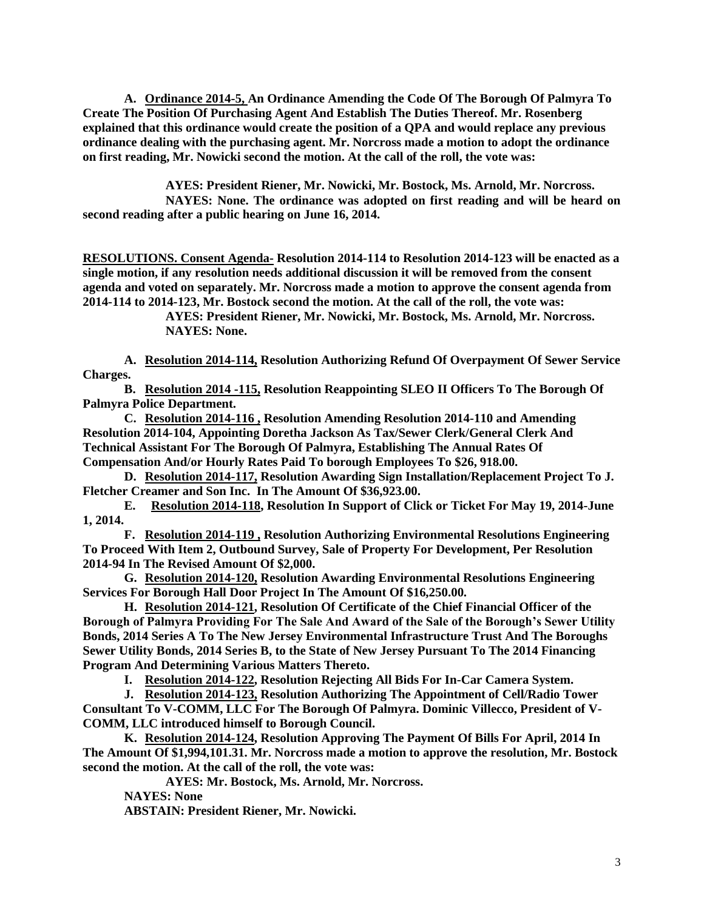**A. <u>Ordinance 2014-5,</u> An Ordinance Amending the Code Of The Borough Of Palmyra To Create The Position Of Purchasing Agent And Establish The Duties Thereof. Mr. Rosenberg explained that this ordinance would create the position of a QPA and would replace any previous ordinance dealing with the purchasing agent. Mr. Norcross made a motion to adopt the ordinance on first reading, Mr. Nowicki second the motion. At the call of the roll, the vote was:**

**AYES: President Riener, Mr. Nowicki, Mr. Bostock, Ms. Arnold, Mr. Norcross.**
**NAYES: None. The ordinance was adopted on first reading and will be heard on second reading after a public hearing on June 16, 2014.**

**<u>RESOLUTIONS. Consent Agenda-</u> Resolution 2014-114 to Resolution 2014-123 will be enacted as a single motion, if any resolution needs additional discussion it will be removed from the consent agenda and voted on separately. Mr. Norcross made a motion to approve the consent agenda from 2014-114 to 2014-123, Mr. Bostock second the motion. At the call of the roll, the vote was:**

**AYES: President Riener, Mr. Nowicki, Mr. Bostock, Ms. Arnold, Mr. Norcross.**
**NAYES: None.**

**A. <u>Resolution 2014-114,</u> Resolution Authorizing Refund Of Overpayment Of Sewer Service Charges.**

**B. <u>Resolution 2014 -115,</u> Resolution Reappointing SLEO II Officers To The Borough Of Palmyra Police Department.**

**C. <u>Resolution 2014-116 ,</u> Resolution Amending Resolution 2014-110 and Amending Resolution 2014-104, Appointing Doretha Jackson As Tax/Sewer Clerk/General Clerk And Technical Assistant For The Borough Of Palmyra, Establishing The Annual Rates Of Compensation And/or Hourly Rates Paid To borough Employees To $26, 918.00.**

**D. <u>Resolution 2014-117,</u> Resolution Awarding Sign Installation/Replacement Project To J. Fletcher Creamer and Son Inc. In The Amount Of $36,923.00.**

**E. <u>Resolution 2014-118</u>, Resolution In Support of Click or Ticket For May 19, 2014-June 1, 2014.**

**F. <u>Resolution 2014-119 ,</u> Resolution Authorizing Environmental Resolutions Engineering To Proceed With Item 2, Outbound Survey, Sale of Property For Development, Per Resolution 2014-94 In The Revised Amount Of $2,000.**

**G. <u>Resolution 2014-120,</u> Resolution Awarding Environmental Resolutions Engineering Services For Borough Hall Door Project In The Amount Of $16,250.00.**

**H. <u>Resolution 2014-121</u>, Resolution Of Certificate of the Chief Financial Officer of the Borough of Palmyra Providing For The Sale And Award of the Sale of the Borough's Sewer Utility Bonds, 2014 Series A To The New Jersey Environmental Infrastructure Trust And The Boroughs Sewer Utility Bonds, 2014 Series B, to the State of New Jersey Pursuant To The 2014 Financing Program And Determining Various Matters Thereto.**

**I. <u>Resolution 2014-122</u>, Resolution Rejecting All Bids For In-Car Camera System.**

**J. <u>Resolution 2014-123,</u> Resolution Authorizing The Appointment of Cell/Radio Tower Consultant To V-COMM, LLC For The Borough Of Palmyra. Dominic Villecco, President of V-COMM, LLC introduced himself to Borough Council.**

**K. <u>Resolution 2014-124</u>, Resolution Approving The Payment Of Bills For April, 2014 In The Amount Of $1,994,101.31. Mr. Norcross made a motion to approve the resolution, Mr. Bostock second the motion. At the call of the roll, the vote was:**

**AYES: Mr. Bostock, Ms. Arnold, Mr. Norcross.**
**NAYES: None**
**ABSTAIN: President Riener, Mr. Nowicki.**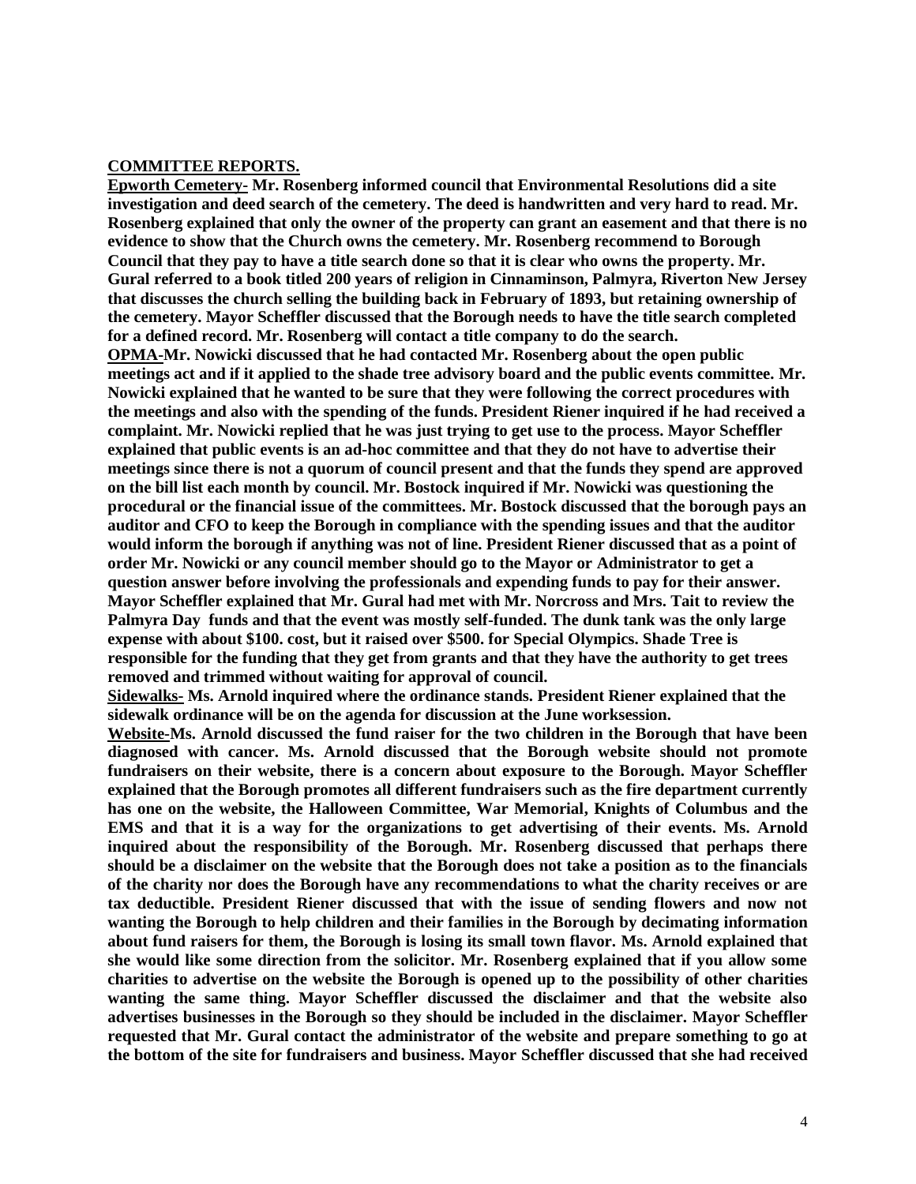**COMMITTEE REPORTS.**

**Epworth Cemetery- Mr. Rosenberg informed council that Environmental Resolutions did a site investigation and deed search of the cemetery. The deed is handwritten and very hard to read. Mr. Rosenberg explained that only the owner of the property can grant an easement and that there is no evidence to show that the Church owns the cemetery. Mr. Rosenberg recommend to Borough Council that they pay to have a title search done so that it is clear who owns the property. Mr. Gural referred to a book titled 200 years of religion in Cinnaminson, Palmyra, Riverton New Jersey that discusses the church selling the building back in February of 1893, but retaining ownership of the cemetery. Mayor Scheffler discussed that the Borough needs to have the title search completed for a defined record. Mr. Rosenberg will contact a title company to do the search.**

**OPMA-Mr. Nowicki discussed that he had contacted Mr. Rosenberg about the open public meetings act and if it applied to the shade tree advisory board and the public events committee. Mr. Nowicki explained that he wanted to be sure that they were following the correct procedures with the meetings and also with the spending of the funds. President Riener inquired if he had received a complaint. Mr. Nowicki replied that he was just trying to get use to the process. Mayor Scheffler explained that public events is an ad-hoc committee and that they do not have to advertise their meetings since there is not a quorum of council present and that the funds they spend are approved on the bill list each month by council. Mr. Bostock inquired if Mr. Nowicki was questioning the procedural or the financial issue of the committees. Mr. Bostock discussed that the borough pays an auditor and CFO to keep the Borough in compliance with the spending issues and that the auditor would inform the borough if anything was not of line. President Riener discussed that as a point of order Mr. Nowicki or any council member should go to the Mayor or Administrator to get a question answer before involving the professionals and expending funds to pay for their answer. Mayor Scheffler explained that Mr. Gural had met with Mr. Norcross and Mrs. Tait to review the Palmyra Day funds and that the event was mostly self-funded. The dunk tank was the only large expense with about $100. cost, but it raised over $500. for Special Olympics. Shade Tree is responsible for the funding that they get from grants and that they have the authority to get trees removed and trimmed without waiting for approval of council.**

**Sidewalks- Ms. Arnold inquired where the ordinance stands. President Riener explained that the sidewalk ordinance will be on the agenda for discussion at the June worksession.**

**Website-Ms. Arnold discussed the fund raiser for the two children in the Borough that have been diagnosed with cancer. Ms. Arnold discussed that the Borough website should not promote fundraisers on their website, there is a concern about exposure to the Borough. Mayor Scheffler explained that the Borough promotes all different fundraisers such as the fire department currently has one on the website, the Halloween Committee, War Memorial, Knights of Columbus and the EMS and that it is a way for the organizations to get advertising of their events. Ms. Arnold inquired about the responsibility of the Borough. Mr. Rosenberg discussed that perhaps there should be a disclaimer on the website that the Borough does not take a position as to the financials of the charity nor does the Borough have any recommendations to what the charity receives or are tax deductible. President Riener discussed that with the issue of sending flowers and now not wanting the Borough to help children and their families in the Borough by decimating information about fund raisers for them, the Borough is losing its small town flavor. Ms. Arnold explained that she would like some direction from the solicitor. Mr. Rosenberg explained that if you allow some charities to advertise on the website the Borough is opened up to the possibility of other charities wanting the same thing. Mayor Scheffler discussed the disclaimer and that the website also advertises businesses in the Borough so they should be included in the disclaimer. Mayor Scheffler requested that Mr. Gural contact the administrator of the website and prepare something to go at the bottom of the site for fundraisers and business. Mayor Scheffler discussed that she had received**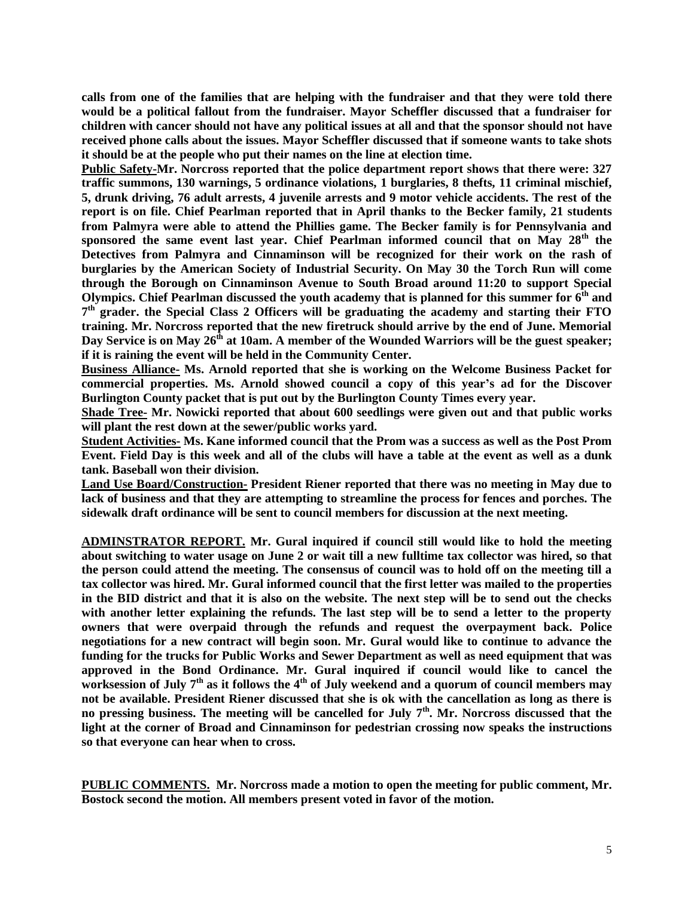**calls from one of the families that are helping with the fundraiser and that they were told there would be a political fallout from the fundraiser. Mayor Scheffler discussed that a fundraiser for children with cancer should not have any political issues at all and that the sponsor should not have received phone calls about the issues. Mayor Scheffler discussed that if someone wants to take shots it should be at the people who put their names on the line at election time.**

**<u>Public Safety-</u>Mr. Norcross reported that the police department report shows that there were: 327 traffic summons, 130 warnings, 5 ordinance violations, 1 burglaries, 8 thefts, 11 criminal mischief, 5, drunk driving, 76 adult arrests, 4 juvenile arrests and 9 motor vehicle accidents. The rest of the report is on file. Chief Pearlman reported that in April thanks to the Becker family, 21 students from Palmyra were able to attend the Phillies game. The Becker family is for Pennsylvania and sponsored the same event last year. Chief Pearlman informed council that on May 28th the Detectives from Palmyra and Cinnaminson will be recognized for their work on the rash of burglaries by the American Society of Industrial Security. On May 30 the Torch Run will come through the Borough on Cinnaminson Avenue to South Broad around 11:20 to support Special Olympics. Chief Pearlman discussed the youth academy that is planned for this summer for 6th and 7th grader. the Special Class 2 Officers will be graduating the academy and starting their FTO training. Mr. Norcross reported that the new firetruck should arrive by the end of June. Memorial Day Service is on May 26th at 10am. A member of the Wounded Warriors will be the guest speaker; if it is raining the event will be held in the Community Center.**

**<u>Business Alliance-</u> Ms. Arnold reported that she is working on the Welcome Business Packet for commercial properties. Ms. Arnold showed council a copy of this year's ad for the Discover Burlington County packet that is put out by the Burlington County Times every year.**

**<u>Shade Tree-</u> Mr. Nowicki reported that about 600 seedlings were given out and that public works will plant the rest down at the sewer/public works yard.**

**<u>Student Activities-</u> Ms. Kane informed council that the Prom was a success as well as the Post Prom Event. Field Day is this week and all of the clubs will have a table at the event as well as a dunk tank. Baseball won their division.**

**<u>Land Use Board/Construction-</u> President Riener reported that there was no meeting in May due to lack of business and that they are attempting to streamline the process for fences and porches. The sidewalk draft ordinance will be sent to council members for discussion at the next meeting.**

**<u>ADMINSTRATOR REPORT.</u> Mr. Gural inquired if council still would like to hold the meeting about switching to water usage on June 2 or wait till a new fulltime tax collector was hired, so that the person could attend the meeting. The consensus of council was to hold off on the meeting till a tax collector was hired. Mr. Gural informed council that the first letter was mailed to the properties in the BID district and that it is also on the website. The next step will be to send out the checks with another letter explaining the refunds. The last step will be to send a letter to the property owners that were overpaid through the refunds and request the overpayment back. Police negotiations for a new contract will begin soon. Mr. Gural would like to continue to advance the funding for the trucks for Public Works and Sewer Department as well as need equipment that was approved in the Bond Ordinance. Mr. Gural inquired if council would like to cancel the worksession of July 7th as it follows the 4th of July weekend and a quorum of council members may not be available. President Riener discussed that she is ok with the cancellation as long as there is no pressing business. The meeting will be cancelled for July 7th. Mr. Norcross discussed that the light at the corner of Broad and Cinnaminson for pedestrian crossing now speaks the instructions so that everyone can hear when to cross.**

**<u>PUBLIC COMMENTS.</u> Mr. Norcross made a motion to open the meeting for public comment, Mr. Bostock second the motion. All members present voted in favor of the motion.**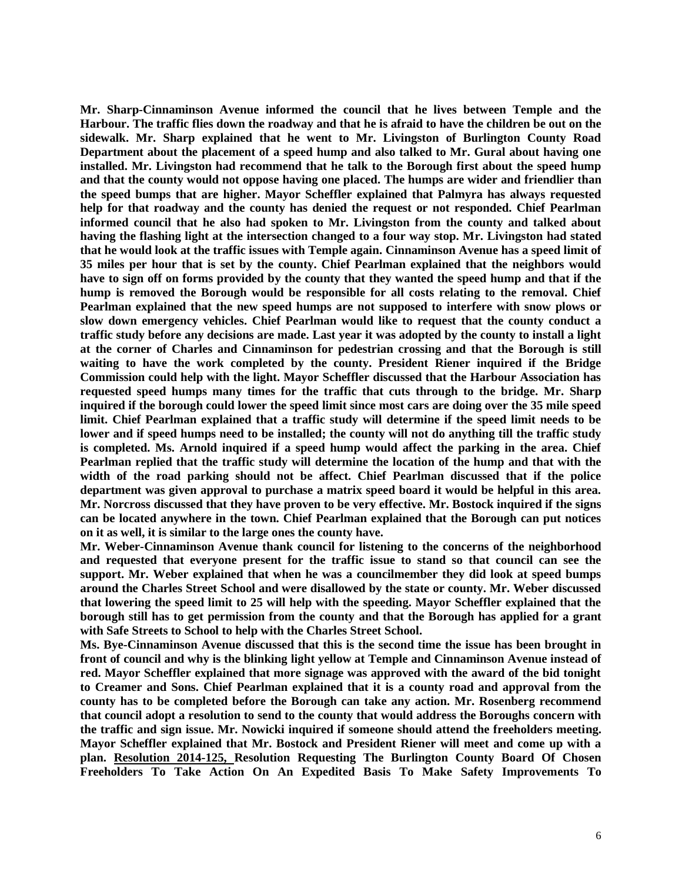**Mr. Sharp-Cinnaminson Avenue informed the council that he lives between Temple and the Harbour. The traffic flies down the roadway and that he is afraid to have the children be out on the sidewalk. Mr. Sharp explained that he went to Mr. Livingston of Burlington County Road Department about the placement of a speed hump and also talked to Mr. Gural about having one installed. Mr. Livingston had recommend that he talk to the Borough first about the speed hump and that the county would not oppose having one placed. The humps are wider and friendlier than the speed bumps that are higher. Mayor Scheffler explained that Palmyra has always requested help for that roadway and the county has denied the request or not responded. Chief Pearlman informed council that he also had spoken to Mr. Livingston from the county and talked about having the flashing light at the intersection changed to a four way stop. Mr. Livingston had stated that he would look at the traffic issues with Temple again. Cinnaminson Avenue has a speed limit of 35 miles per hour that is set by the county. Chief Pearlman explained that the neighbors would have to sign off on forms provided by the county that they wanted the speed hump and that if the hump is removed the Borough would be responsible for all costs relating to the removal. Chief Pearlman explained that the new speed humps are not supposed to interfere with snow plows or slow down emergency vehicles. Chief Pearlman would like to request that the county conduct a traffic study before any decisions are made. Last year it was adopted by the county to install a light at the corner of Charles and Cinnaminson for pedestrian crossing and that the Borough is still waiting to have the work completed by the county. President Riener inquired if the Bridge Commission could help with the light. Mayor Scheffler discussed that the Harbour Association has requested speed humps many times for the traffic that cuts through to the bridge. Mr. Sharp inquired if the borough could lower the speed limit since most cars are doing over the 35 mile speed limit. Chief Pearlman explained that a traffic study will determine if the speed limit needs to be lower and if speed humps need to be installed; the county will not do anything till the traffic study is completed. Ms. Arnold inquired if a speed hump would affect the parking in the area. Chief Pearlman replied that the traffic study will determine the location of the hump and that with the width of the road parking should not be affect. Chief Pearlman discussed that if the police department was given approval to purchase a matrix speed board it would be helpful in this area. Mr. Norcross discussed that they have proven to be very effective. Mr. Bostock inquired if the signs can be located anywhere in the town. Chief Pearlman explained that the Borough can put notices on it as well, it is similar to the large ones the county have.**

**Mr. Weber-Cinnaminson Avenue thank council for listening to the concerns of the neighborhood and requested that everyone present for the traffic issue to stand so that council can see the support. Mr. Weber explained that when he was a councilmember they did look at speed bumps around the Charles Street School and were disallowed by the state or county. Mr. Weber discussed that lowering the speed limit to 25 will help with the speeding. Mayor Scheffler explained that the borough still has to get permission from the county and that the Borough has applied for a grant with Safe Streets to School to help with the Charles Street School.**

**Ms. Bye-Cinnaminson Avenue discussed that this is the second time the issue has been brought in front of council and why is the blinking light yellow at Temple and Cinnaminson Avenue instead of red. Mayor Scheffler explained that more signage was approved with the award of the bid tonight to Creamer and Sons. Chief Pearlman explained that it is a county road and approval from the county has to be completed before the Borough can take any action. Mr. Rosenberg recommend that council adopt a resolution to send to the county that would address the Boroughs concern with the traffic and sign issue. Mr. Nowicki inquired if someone should attend the freeholders meeting. Mayor Scheffler explained that Mr. Bostock and President Riener will meet and come up with a plan. <u>Resolution 2014-125,</u> Resolution Requesting The Burlington County Board Of Chosen Freeholders To Take Action On An Expedited Basis To Make Safety Improvements To**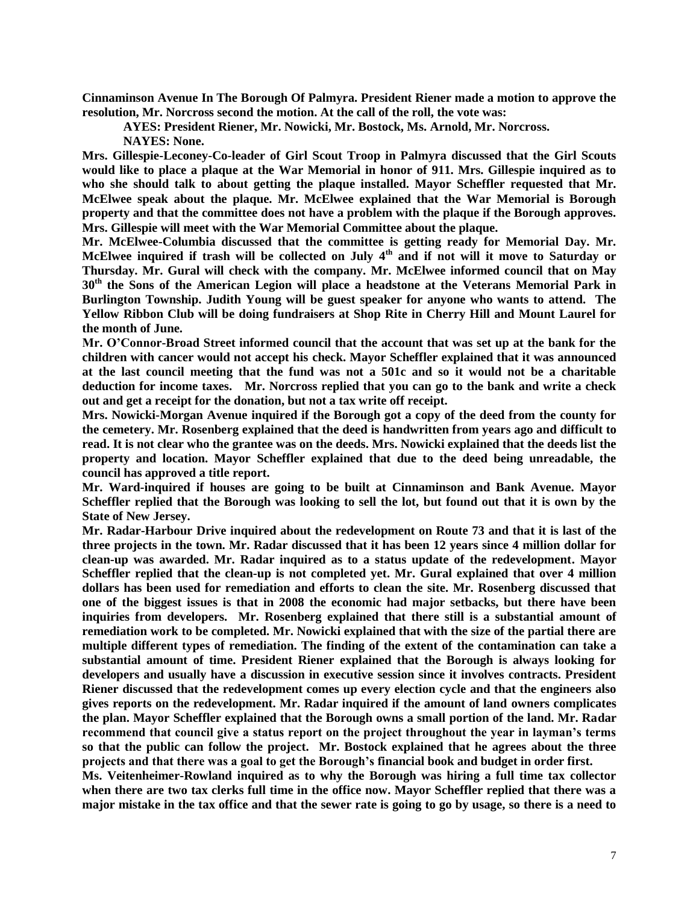**Cinnaminson Avenue In The Borough Of Palmyra. President Riener made a motion to approve the resolution, Mr. Norcross second the motion. At the call of the roll, the vote was:**

**AYES: President Riener, Mr. Nowicki, Mr. Bostock, Ms. Arnold, Mr. Norcross.**

**NAYES: None.**

**Mrs. Gillespie-Leconey-Co-leader of Girl Scout Troop in Palmyra discussed that the Girl Scouts would like to place a plaque at the War Memorial in honor of 911. Mrs. Gillespie inquired as to who she should talk to about getting the plaque installed. Mayor Scheffler requested that Mr. McElwee speak about the plaque. Mr. McElwee explained that the War Memorial is Borough property and that the committee does not have a problem with the plaque if the Borough approves. Mrs. Gillespie will meet with the War Memorial Committee about the plaque.**

**Mr. McElwee-Columbia discussed that the committee is getting ready for Memorial Day. Mr. McElwee inquired if trash will be collected on July 4th and if not will it move to Saturday or Thursday. Mr. Gural will check with the company. Mr. McElwee informed council that on May 30th the Sons of the American Legion will place a headstone at the Veterans Memorial Park in Burlington Township. Judith Young will be guest speaker for anyone who wants to attend. The Yellow Ribbon Club will be doing fundraisers at Shop Rite in Cherry Hill and Mount Laurel for the month of June.**

**Mr. O'Connor-Broad Street informed council that the account that was set up at the bank for the children with cancer would not accept his check. Mayor Scheffler explained that it was announced at the last council meeting that the fund was not a 501c and so it would not be a charitable deduction for income taxes. Mr. Norcross replied that you can go to the bank and write a check out and get a receipt for the donation, but not a tax write off receipt.**

**Mrs. Nowicki-Morgan Avenue inquired if the Borough got a copy of the deed from the county for the cemetery. Mr. Rosenberg explained that the deed is handwritten from years ago and difficult to read. It is not clear who the grantee was on the deeds. Mrs. Nowicki explained that the deeds list the property and location. Mayor Scheffler explained that due to the deed being unreadable, the council has approved a title report.**

**Mr. Ward-inquired if houses are going to be built at Cinnaminson and Bank Avenue. Mayor Scheffler replied that the Borough was looking to sell the lot, but found out that it is own by the State of New Jersey.**

**Mr. Radar-Harbour Drive inquired about the redevelopment on Route 73 and that it is last of the three projects in the town. Mr. Radar discussed that it has been 12 years since 4 million dollar for clean-up was awarded. Mr. Radar inquired as to a status update of the redevelopment. Mayor Scheffler replied that the clean-up is not completed yet. Mr. Gural explained that over 4 million dollars has been used for remediation and efforts to clean the site. Mr. Rosenberg discussed that one of the biggest issues is that in 2008 the economic had major setbacks, but there have been inquiries from developers. Mr. Rosenberg explained that there still is a substantial amount of remediation work to be completed. Mr. Nowicki explained that with the size of the partial there are multiple different types of remediation. The finding of the extent of the contamination can take a substantial amount of time. President Riener explained that the Borough is always looking for developers and usually have a discussion in executive session since it involves contracts. President Riener discussed that the redevelopment comes up every election cycle and that the engineers also gives reports on the redevelopment. Mr. Radar inquired if the amount of land owners complicates the plan. Mayor Scheffler explained that the Borough owns a small portion of the land. Mr. Radar recommend that council give a status report on the project throughout the year in layman's terms so that the public can follow the project. Mr. Bostock explained that he agrees about the three projects and that there was a goal to get the Borough's financial book and budget in order first.**

**Ms. Veitenheimer-Rowland inquired as to why the Borough was hiring a full time tax collector when there are two tax clerks full time in the office now. Mayor Scheffler replied that there was a major mistake in the tax office and that the sewer rate is going to go by usage, so there is a need to**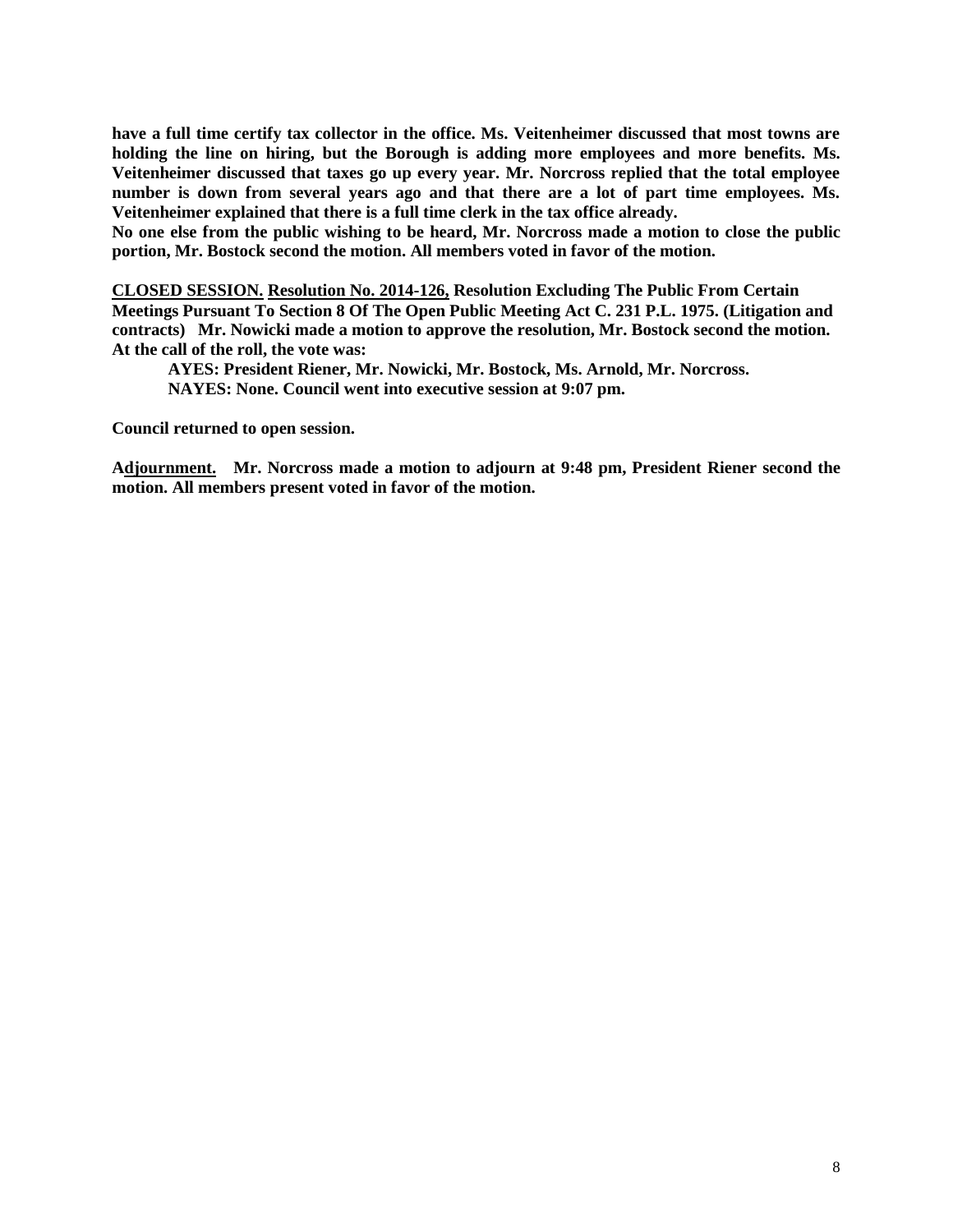**have a full time certify tax collector in the office. Ms. Veitenheimer discussed that most towns are holding the line on hiring, but the Borough is adding more employees and more benefits. Ms. Veitenheimer discussed that taxes go up every year. Mr. Norcross replied that the total employee number is down from several years ago and that there are a lot of part time employees. Ms. Veitenheimer explained that there is a full time clerk in the tax office already.**

**No one else from the public wishing to be heard, Mr. Norcross made a motion to close the public portion, Mr. Bostock second the motion. All members voted in favor of the motion.**

**<u>CLOSED SESSION.</u> <u>Resolution No. 2014-126,</u> Resolution Excluding The Public From Certain Meetings Pursuant To Section 8 Of The Open Public Meeting Act C. 231 P.L. 1975. (Litigation and contracts) Mr. Nowicki made a motion to approve the resolution, Mr. Bostock second the motion. At the call of the roll, the vote was:**

**AYES: President Riener, Mr. Nowicki, Mr. Bostock, Ms. Arnold, Mr. Norcross.**
**NAYES: None. Council went into executive session at 9:07 pm.**

**Council returned to open session.**

**A<u>djournment.</u> Mr. Norcross made a motion to adjourn at 9:48 pm, President Riener second the motion. All members present voted in favor of the motion.**